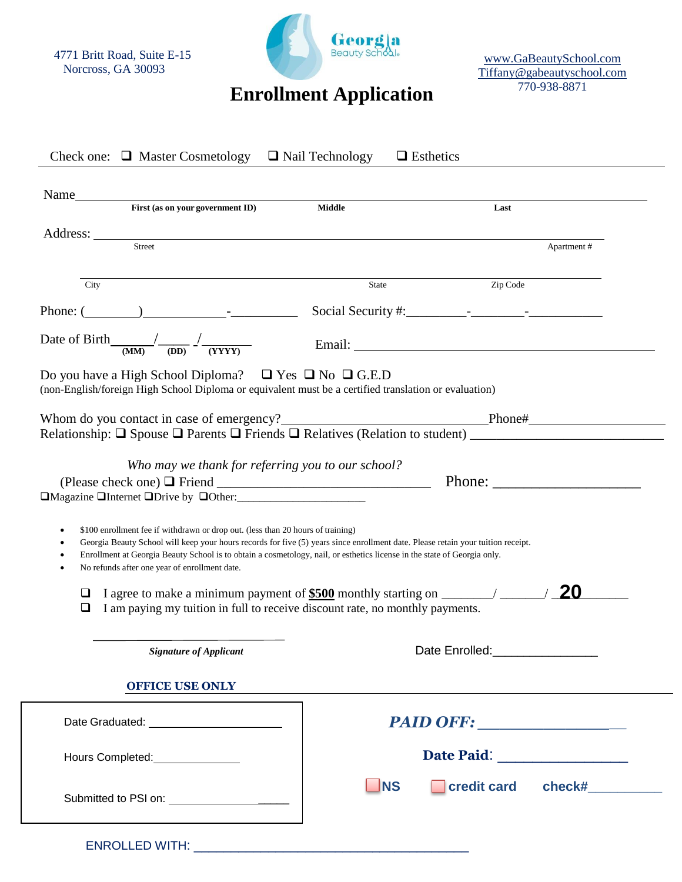4771 Britt Road, Suite E-15
Norcross, GA 30093

Georgia Beauty School

www.GaBeautySchool.com
Tiffany@gabeautyschool.com
770-938-8871

# Enrollment Application

Check one: ❑ Master Cosmetology ❑ Nail Technology ❑ Esthetics

Name_______________________________________________________________
First (as on your government ID) Middle Last

Address: ___________________________________________________________
Street Apartment #

___________________________________________________________________
City State Zip Code

Phone: (________)_____________-__________ Social Security #:_________-________-___________

Date of Birth______/_____ /______ (MM) (DD) (YYYY) Email: ___________________________________________

Do you have a High School Diploma? ❑ Yes ❑ No ❑ G.E.D
(non-English/foreign High School Diploma or equivalent must be a certified translation or evaluation)

Whom do you contact in case of emergency?______________________________Phone#___________________
Relationship: ❑ Spouse ❑ Parents ❑ Friends ❑ Relatives (Relation to student) ___________________________

*Who may we thank for referring you to our school?*
(Please check one) ❑ Friend _______________________________ Phone: ____________________
❑Magazine ❑Internet ❑Drive by ❑Other:______________________

- $100 enrollment fee if withdrawn or drop out. (less than 20 hours of training)
- Georgia Beauty School will keep your hours records for five (5) years since enrollment date. Please retain your tuition receipt.
- Enrollment at Georgia Beauty School is to obtain a cosmetology, nail, or esthetics license in the state of Georgia only.
- No refunds after one year of enrollment date.

❑ I agree to make a minimum payment of **$500** monthly starting on _______/ ______/ **20**______
❑ I am paying my tuition in full to receive discount rate, no monthly payments.

_________________________
*Signature of Applicant*

Date Enrolled:_______________

**OFFICE USE ONLY**

Date Graduated: ____________________

Hours Completed:______________

Submitted to PSI on: ________________

***PAID OFF:*** ___________________

**Date Paid**: _________________

❑ **NS** ❑ **credit card** **check#**__________

ENROLLED WITH: ________________________________________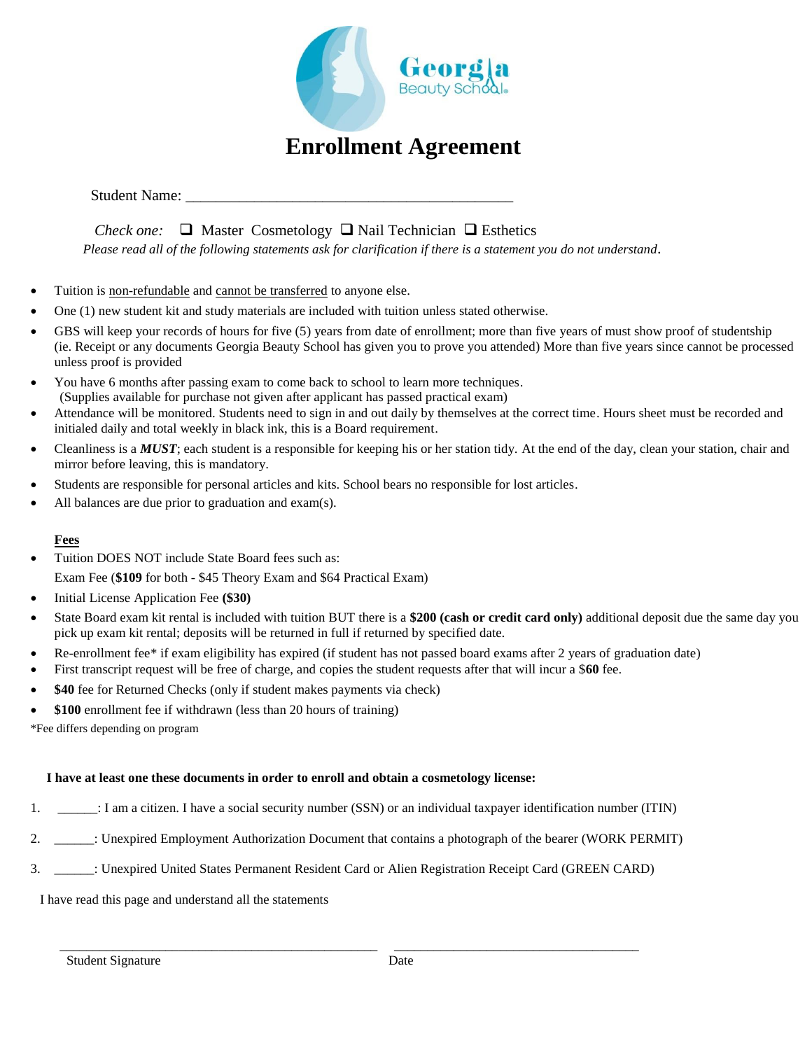Georgia Beauty School

# Enrollment Agreement

Student Name: ___________________________________________

*Check one:* ☐ Master Cosmetology ☐ Nail Technician ☐ Esthetics

*Please read all of the following statements ask for clarification if there is a statement you do not understand.*

- Tuition is <u>non-refundable</u> and <u>cannot be transferred</u> to anyone else.
- One (1) new student kit and study materials are included with tuition unless stated otherwise.
- GBS will keep your records of hours for five (5) years from date of enrollment; more than five years of must show proof of studentship (ie. Receipt or any documents Georgia Beauty School has given you to prove you attended) More than five years since cannot be processed unless proof is provided
- You have 6 months after passing exam to come back to school to learn more techniques. (Supplies available for purchase not given after applicant has passed practical exam)
- Attendance will be monitored. Students need to sign in and out daily by themselves at the correct time. Hours sheet must be recorded and initialed daily and total weekly in black ink, this is a Board requirement.
- Cleanliness is a ***MUST***; each student is a responsible for keeping his or her station tidy. At the end of the day, clean your station, chair and mirror before leaving, this is mandatory.
- Students are responsible for personal articles and kits. School bears no responsible for lost articles.
- All balances are due prior to graduation and exam(s).

**<u>Fees</u>**

- Tuition DOES NOT include State Board fees such as:
  Exam Fee (**$109** for both - $45 Theory Exam and $64 Practical Exam)
- Initial License Application Fee **($30)**
- State Board exam kit rental is included with tuition BUT there is a **$200 (cash or credit card only)** additional deposit due the same day you pick up exam kit rental; deposits will be returned in full if returned by specified date.
- Re-enrollment fee* if exam eligibility has expired (if student has not passed board exams after 2 years of graduation date)
- First transcript request will be free of charge, and copies the student requests after that will incur a $**60** fee.
- **$40** fee for Returned Checks (only if student makes payments via check)
- **$100** enrollment fee if withdrawn (less than 20 hours of training)

*Fee differs depending on program

**I have at least one these documents in order to enroll and obtain a cosmetology license:**

1. ______: I am a citizen. I have a social security number (SSN) or an individual taxpayer identification number (ITIN)
2. ______: Unexpired Employment Authorization Document that contains a photograph of the bearer (WORK PERMIT)
3. ______: Unexpired United States Permanent Resident Card or Alien Registration Receipt Card (GREEN CARD)

I have read this page and understand all the statements

_______________________________________________ ____________________________________

Student Signature Date